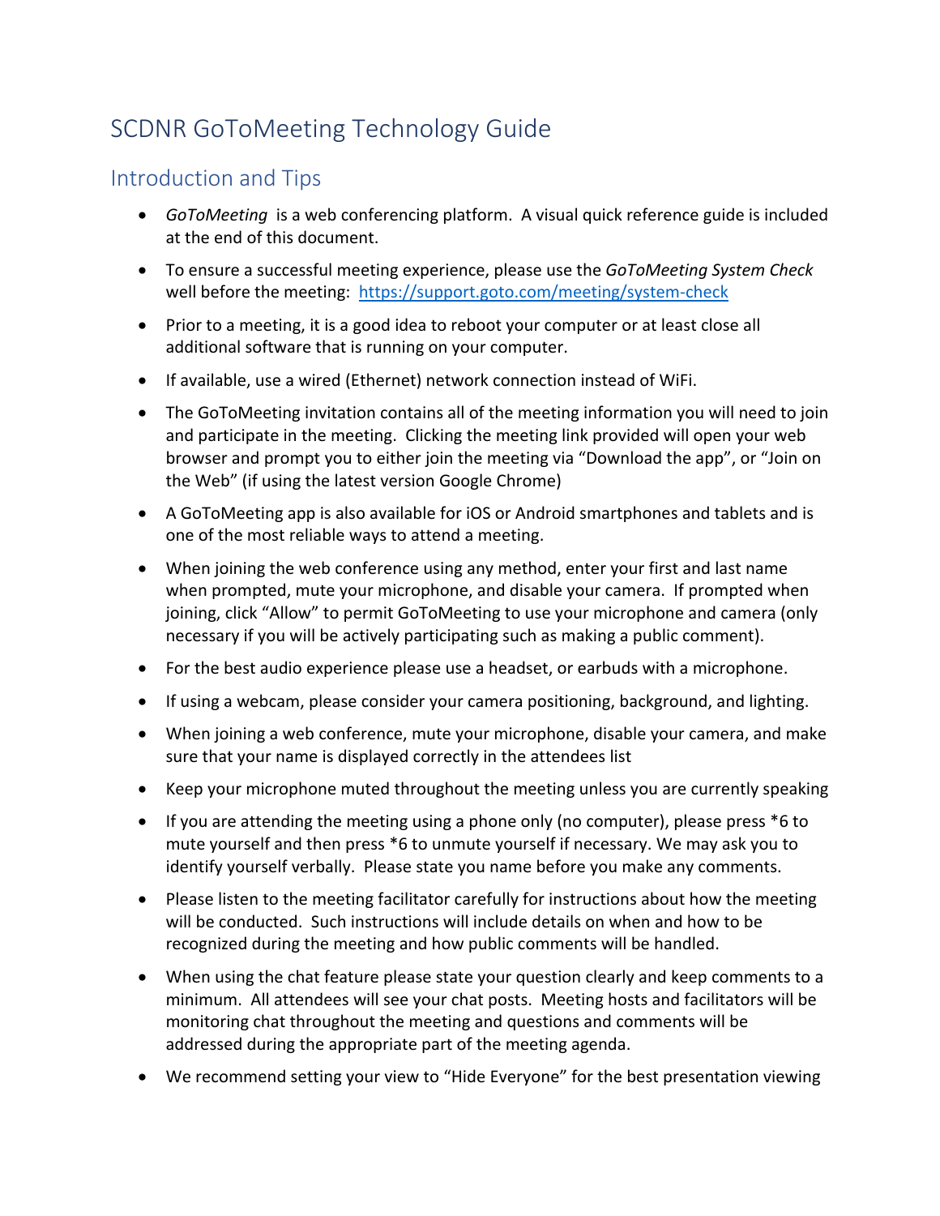# SCDNR GoToMeeting Technology Guide

## Introduction and Tips

- *GoToMeeting* is a web conferencing platform. A visual quick reference guide is included at the end of this document.
- To ensure a successful meeting experience, please use the *GoToMeeting System Check* well before the meeting: https://support.goto.com/meeting/system-check
- Prior to a meeting, it is a good idea to reboot your computer or at least close all additional software that is running on your computer.
- If available, use a wired (Ethernet) network connection instead of WiFi.
- The GoToMeeting invitation contains all of the meeting information you will need to join and participate in the meeting. Clicking the meeting link provided will open your web browser and prompt you to either join the meeting via "Download the app", or "Join on the Web" (if using the latest version Google Chrome)
- A GoToMeeting app is also available for iOS or Android smartphones and tablets and is one of the most reliable ways to attend a meeting.
- When joining the web conference using any method, enter your first and last name when prompted, mute your microphone, and disable your camera. If prompted when joining, click "Allow" to permit GoToMeeting to use your microphone and camera (only necessary if you will be actively participating such as making a public comment).
- For the best audio experience please use a headset, or earbuds with a microphone.
- If using a webcam, please consider your camera positioning, background, and lighting.
- When joining a web conference, mute your microphone, disable your camera, and make sure that your name is displayed correctly in the attendees list
- Keep your microphone muted throughout the meeting unless you are currently speaking
- If you are attending the meeting using a phone only (no computer), please press *6 to mute yourself and then press *6 to unmute yourself if necessary. We may ask you to identify yourself verbally. Please state you name before you make any comments.
- Please listen to the meeting facilitator carefully for instructions about how the meeting will be conducted. Such instructions will include details on when and how to be recognized during the meeting and how public comments will be handled.
- When using the chat feature please state your question clearly and keep comments to a minimum. All attendees will see your chat posts. Meeting hosts and facilitators will be monitoring chat throughout the meeting and questions and comments will be addressed during the appropriate part of the meeting agenda.
- We recommend setting your view to "Hide Everyone" for the best presentation viewing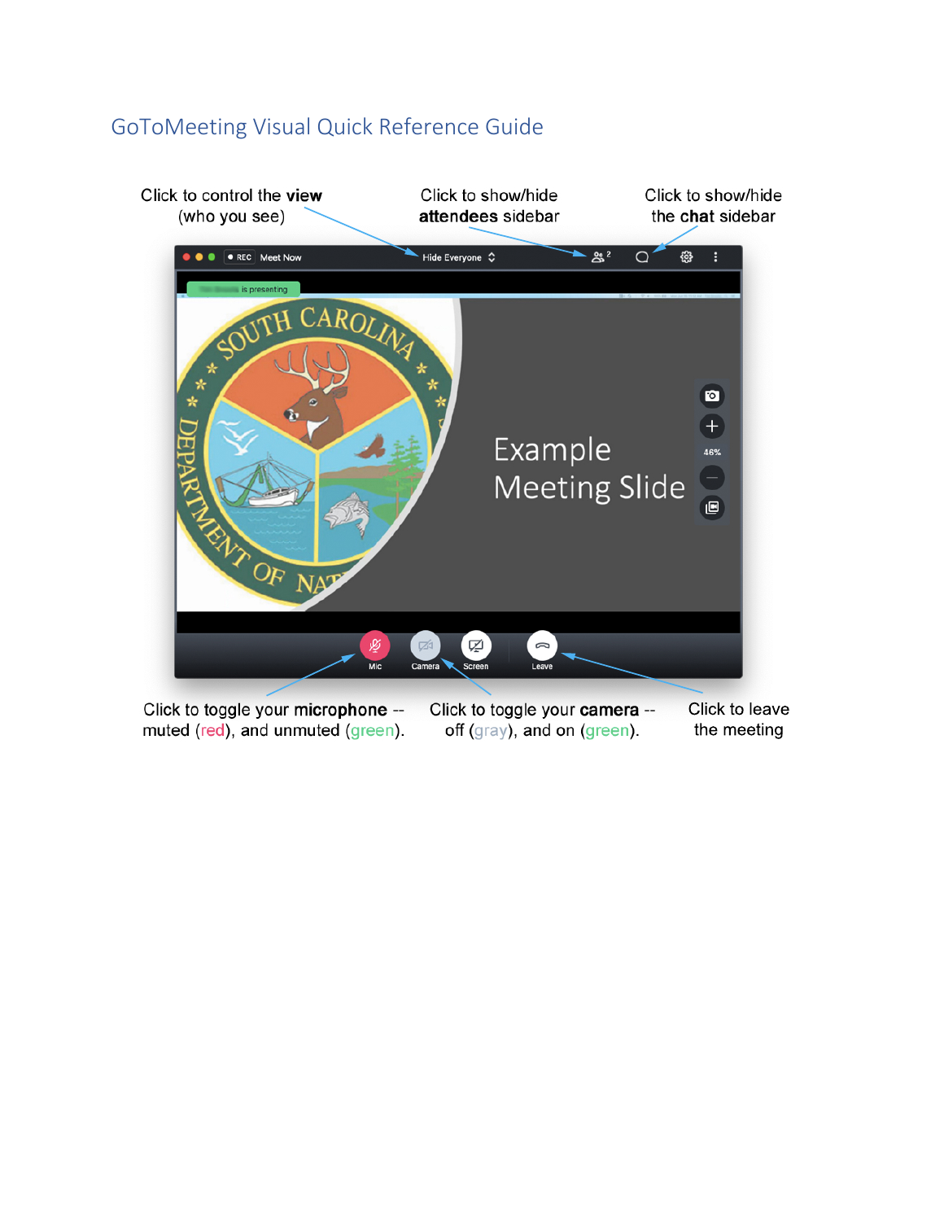## GoToMeeting Visual Quick Reference Guide

Click to control the **view** (who you see)

Click to show/hide **attendees** sidebar

Click to show/hide the **chat** sidebar

Click to toggle your **microphone** -- muted (red), and unmuted (green).

Click to toggle your **camera** -- off (gray), and on (green).

Click to leave the meeting